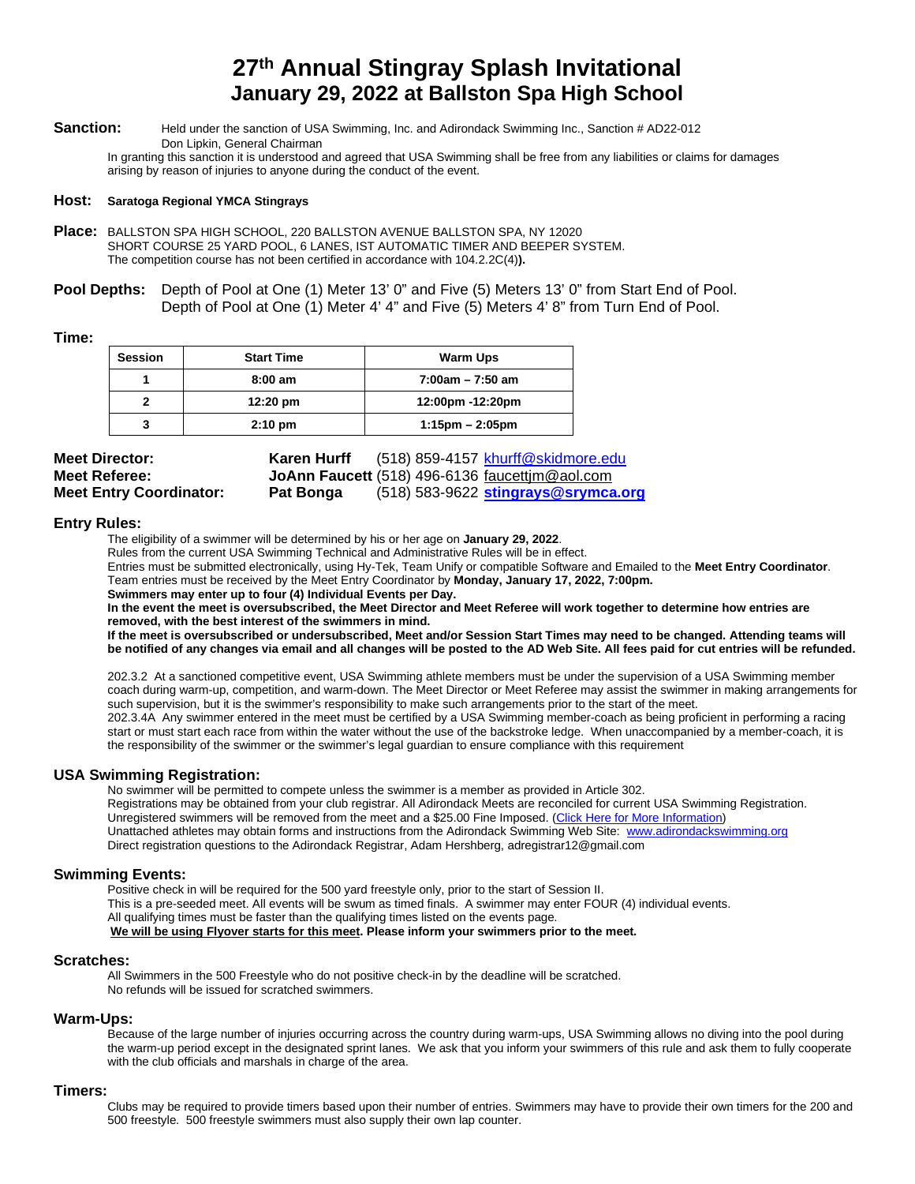# 27th Annual Stingray Splash Invitational
## January 29, 2022 at Ballston Spa High School

**Sanction:** Held under the sanction of USA Swimming, Inc. and Adirondack Swimming Inc., Sanction # AD22-012
Don Lipkin, General Chairman
In granting this sanction it is understood and agreed that USA Swimming shall be free from any liabilities or claims for damages arising by reason of injuries to anyone during the conduct of the event.

**Host:** **Saratoga Regional YMCA Stingrays**

**Place:** BALLSTON SPA HIGH SCHOOL, 220 BALLSTON AVENUE BALLSTON SPA, NY 12020
SHORT COURSE 25 YARD POOL, 6 LANES, IST AUTOMATIC TIMER AND BEEPER SYSTEM.
The competition course has not been certified in accordance with 104.2.2C(4)**).**

**Pool Depths:** Depth of Pool at One (1) Meter 13' 0" and Five (5) Meters 13' 0" from Start End of Pool.
Depth of Pool at One (1) Meter 4' 4" and Five (5) Meters 4' 8" from Turn End of Pool.

**Time:**

| Session | Start Time | Warm Ups |
|---|---|---|
| 1 | 8:00 am | 7:00am – 7:50 am |
| 2 | 12:20 pm | 12:00pm -12:20pm |
| 3 | 2:10 pm | 1:15pm – 2:05pm |

**Meter Director:** **Karen Hurff** (518) 859-4157 khurff@skidmore.edu
**Meet Referee:** **JoAnn Faucett** (518) 496-6136 faucettjm@aol.com
**Meet Entry Coordinator:** **Pat Bonga** (518) 583-9622 **stingrays@srymca.org**

### Entry Rules:

The eligibility of a swimmer will be determined by his or her age on **January 29, 2022**.
Rules from the current USA Swimming Technical and Administrative Rules will be in effect.
Entries must be submitted electronically, using Hy-Tek, Team Unify or compatible Software and Emailed to the **Meet Entry Coordinator**.
Team entries must be received by the Meet Entry Coordinator by **Monday, January 17, 2022, 7:00pm.**
**Swimmers may enter up to four (4) Individual Events per Day.**
**In the event the meet is oversubscribed, the Meet Director and Meet Referee will work together to determine how entries are removed, with the best interest of the swimmers in mind.**
**If the meet is oversubscribed or undersubscribed, Meet and/or Session Start Times may need to be changed. Attending teams will be notified of any changes via email and all changes will be posted to the AD Web Site. All fees paid for cut entries will be refunded.**

202.3.2 At a sanctioned competitive event, USA Swimming athlete members must be under the supervision of a USA Swimming member coach during warm-up, competition, and warm-down. The Meet Director or Meet Referee may assist the swimmer in making arrangements for such supervision, but it is the swimmer's responsibility to make such arrangements prior to the start of the meet.
202.3.4A Any swimmer entered in the meet must be certified by a USA Swimming member-coach as being proficient in performing a racing start or must start each race from within the water without the use of the backstroke ledge. When unaccompanied by a member-coach, it is the responsibility of the swimmer or the swimmer's legal guardian to ensure compliance with this requirement

### USA Swimming Registration:

No swimmer will be permitted to compete unless the swimmer is a member as provided in Article 302.
Registrations may be obtained from your club registrar. All Adirondack Meets are reconciled for current USA Swimming Registration.
Unregistered swimmers will be removed from the meet and a $25.00 Fine Imposed. (Click Here for More Information)
Unattached athletes may obtain forms and instructions from the Adirondack Swimming Web Site: www.adirondackswimming.org
Direct registration questions to the Adirondack Registrar, Adam Hershberg, adregistrar12@gmail.com

### Swimming Events:

Positive check in will be required for the 500 yard freestyle only, prior to the start of Session II.
This is a pre-seeded meet. All events will be swum as timed finals. A swimmer may enter FOUR (4) individual events.
All qualifying times must be faster than the qualifying times listed on the events page.
**We will be using Flyover starts for this meet. Please inform your swimmers prior to the meet.**

### Scratches:

All Swimmers in the 500 Freestyle who do not positive check-in by the deadline will be scratched.
No refunds will be issued for scratched swimmers.

### Warm-Ups:

Because of the large number of injuries occurring across the country during warm-ups, USA Swimming allows no diving into the pool during the warm-up period except in the designated sprint lanes. We ask that you inform your swimmers of this rule and ask them to fully cooperate with the club officials and marshals in charge of the area.

### Timers:

Clubs may be required to provide timers based upon their number of entries. Swimmers may have to provide their own timers for the 200 and 500 freestyle. 500 freestyle swimmers must also supply their own lap counter.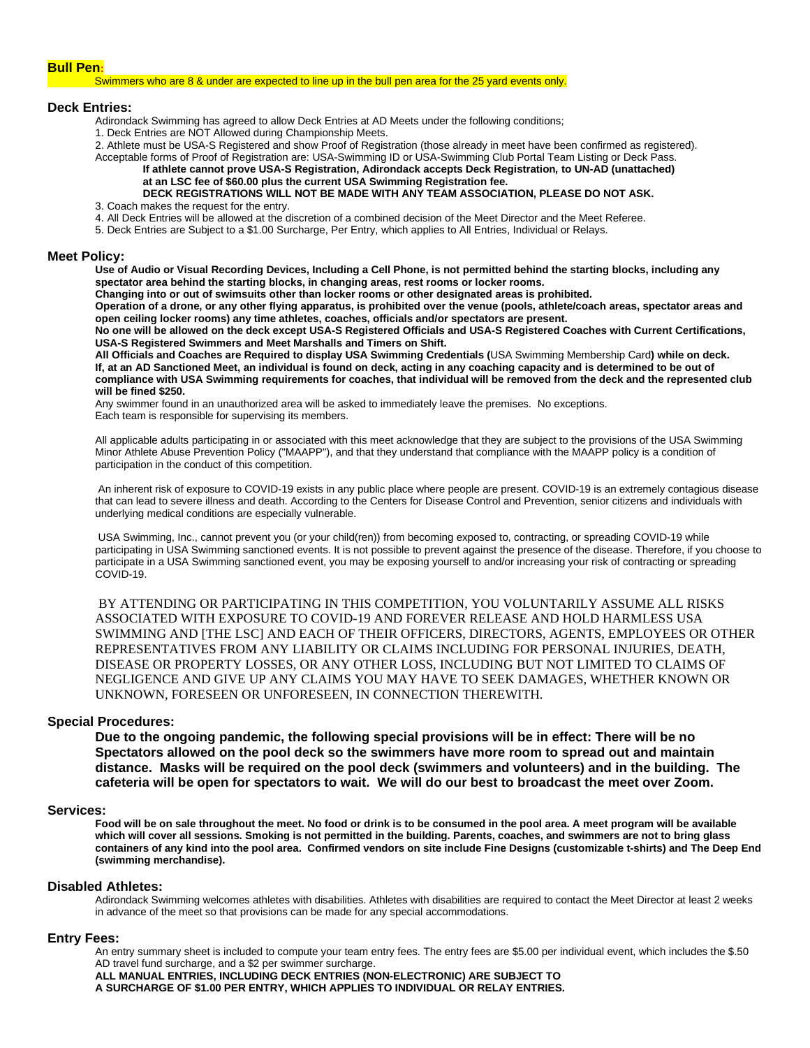**Bull Pen**:

Swimmers who are 8 & under are expected to line up in the bull pen area for the 25 yard events only.

**Deck Entries:**

Adirondack Swimming has agreed to allow Deck Entries at AD Meets under the following conditions;

1. Deck Entries are NOT Allowed during Championship Meets.
2. Athlete must be USA-S Registered and show Proof of Registration (those already in meet have been confirmed as registered).
Acceptable forms of Proof of Registration are: USA-Swimming ID or USA-Swimming Club Portal Team Listing or Deck Pass.
**If athlete cannot prove USA-S Registration, Adirondack accepts Deck Registration, to UN-AD (unattached) at an LSC fee of $60.00 plus the current USA Swimming Registration fee.**
**DECK REGISTRATIONS WILL NOT BE MADE WITH ANY TEAM ASSOCIATION, PLEASE DO NOT ASK.**
3. Coach makes the request for the entry.
4. All Deck Entries will be allowed at the discretion of a combined decision of the Meet Director and the Meet Referee.
5. Deck Entries are Subject to a $1.00 Surcharge, Per Entry, which applies to All Entries, Individual or Relays.

**Meet Policy:**

**Use of Audio or Visual Recording Devices, Including a Cell Phone, is not permitted behind the starting blocks, including any spectator area behind the starting blocks, in changing areas, rest rooms or locker rooms.**
**Changing into or out of swimsuits other than locker rooms or other designated areas is prohibited.**
**Operation of a drone, or any other flying apparatus, is prohibited over the venue (pools, athlete/coach areas, spectator areas and open ceiling locker rooms) any time athletes, coaches, officials and/or spectators are present.**
**No one will be allowed on the deck except USA-S Registered Officials and USA-S Registered Coaches with Current Certifications, USA-S Registered Swimmers and Meet Marshalls and Timers on Shift.**
**All Officials and Coaches are Required to display USA Swimming Credentials (**USA Swimming Membership Card**) while on deck.**
**If, at an AD Sanctioned Meet, an individual is found on deck, acting in any coaching capacity and is determined to be out of compliance with USA Swimming requirements for coaches, that individual will be removed from the deck and the represented club will be fined $250.**
Any swimmer found in an unauthorized area will be asked to immediately leave the premises. No exceptions.
Each team is responsible for supervising its members.

All applicable adults participating in or associated with this meet acknowledge that they are subject to the provisions of the USA Swimming Minor Athlete Abuse Prevention Policy ("MAAPP"), and that they understand that compliance with the MAAPP policy is a condition of participation in the conduct of this competition.

An inherent risk of exposure to COVID-19 exists in any public place where people are present. COVID-19 is an extremely contagious disease that can lead to severe illness and death. According to the Centers for Disease Control and Prevention, senior citizens and individuals with underlying medical conditions are especially vulnerable.

USA Swimming, Inc., cannot prevent you (or your child(ren)) from becoming exposed to, contracting, or spreading COVID-19 while participating in USA Swimming sanctioned events. It is not possible to prevent against the presence of the disease. Therefore, if you choose to participate in a USA Swimming sanctioned event, you may be exposing yourself to and/or increasing your risk of contracting or spreading COVID-19.

BY ATTENDING OR PARTICIPATING IN THIS COMPETITION, YOU VOLUNTARILY ASSUME ALL RISKS ASSOCIATED WITH EXPOSURE TO COVID-19 AND FOREVER RELEASE AND HOLD HARMLESS USA SWIMMING AND [THE LSC] AND EACH OF THEIR OFFICERS, DIRECTORS, AGENTS, EMPLOYEES OR OTHER REPRESENTATIVES FROM ANY LIABILITY OR CLAIMS INCLUDING FOR PERSONAL INJURIES, DEATH, DISEASE OR PROPERTY LOSSES, OR ANY OTHER LOSS, INCLUDING BUT NOT LIMITED TO CLAIMS OF NEGLIGENCE AND GIVE UP ANY CLAIMS YOU MAY HAVE TO SEEK DAMAGES, WHETHER KNOWN OR UNKNOWN, FORESEEN OR UNFORESEEN, IN CONNECTION THEREWITH.

**Special Procedures:**

**Due to the ongoing pandemic, the following special provisions will be in effect: There will be no Spectators allowed on the pool deck so the swimmers have more room to spread out and maintain distance. Masks will be required on the pool deck (swimmers and volunteers) and in the building. The cafeteria will be open for spectators to wait. We will do our best to broadcast the meet over Zoom.**

**Services:**

**Food will be on sale throughout the meet. No food or drink is to be consumed in the pool area. A meet program will be available which will cover all sessions. Smoking is not permitted in the building. Parents, coaches, and swimmers are not to bring glass containers of any kind into the pool area. Confirmed vendors on site include Fine Designs (customizable t-shirts) and The Deep End (swimming merchandise).**

**Disabled Athletes:**

Adirondack Swimming welcomes athletes with disabilities. Athletes with disabilities are required to contact the Meet Director at least 2 weeks in advance of the meet so that provisions can be made for any special accommodations.

**Entry Fees:**

An entry summary sheet is included to compute your team entry fees. The entry fees are $5.00 per individual event, which includes the $.50 AD travel fund surcharge, and a $2 per swimmer surcharge.
**ALL MANUAL ENTRIES, INCLUDING DECK ENTRIES (NON-ELECTRONIC) ARE SUBJECT TO A SURCHARGE OF $1.00 PER ENTRY, WHICH APPLIES TO INDIVIDUAL OR RELAY ENTRIES.**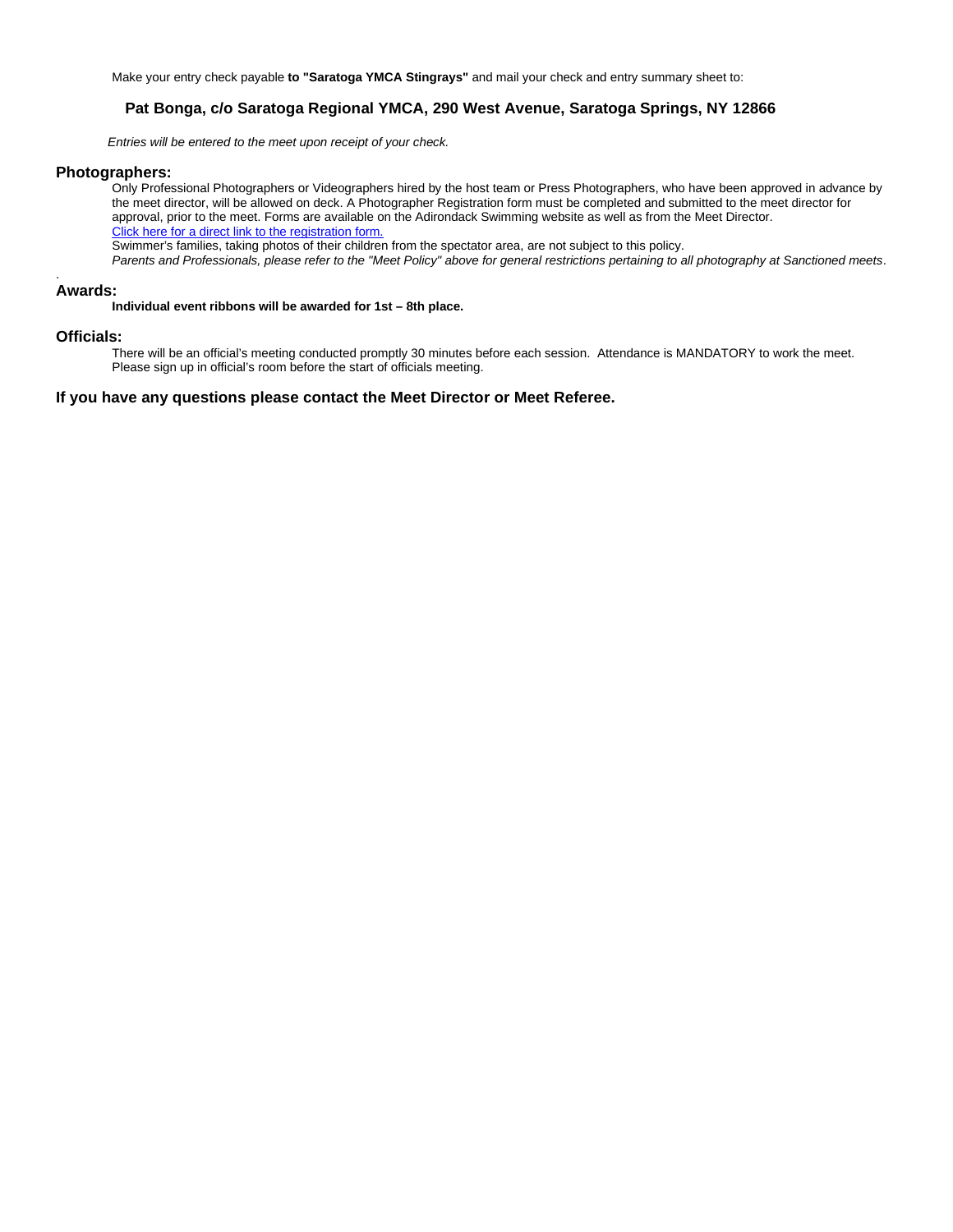Make your entry check payable **to "Saratoga YMCA Stingrays"** and mail your check and entry summary sheet to:

**Pat Bonga, c/o Saratoga Regional YMCA, 290 West Avenue, Saratoga Springs, NY 12866**

*Entries will be entered to the meet upon receipt of your check.*

## Photographers:

Only Professional Photographers or Videographers hired by the host team or Press Photographers, who have been approved in advance by the meet director, will be allowed on deck. A Photographer Registration form must be completed and submitted to the meet director for approval, prior to the meet. Forms are available on the Adirondack Swimming website as well as from the Meet Director.
Click here for a direct link to the registration form.
Swimmer's families, taking photos of their children from the spectator area, are not subject to this policy.
*Parents and Professionals, please refer to the "Meet Policy" above for general restrictions pertaining to all photography at Sanctioned meets*.

## Awards:

**Individual event ribbons will be awarded for 1st – 8th place.**

## Officials:

There will be an official's meeting conducted promptly 30 minutes before each session. Attendance is MANDATORY to work the meet. Please sign up in official's room before the start of officials meeting.

**If you have any questions please contact the Meet Director or Meet Referee.**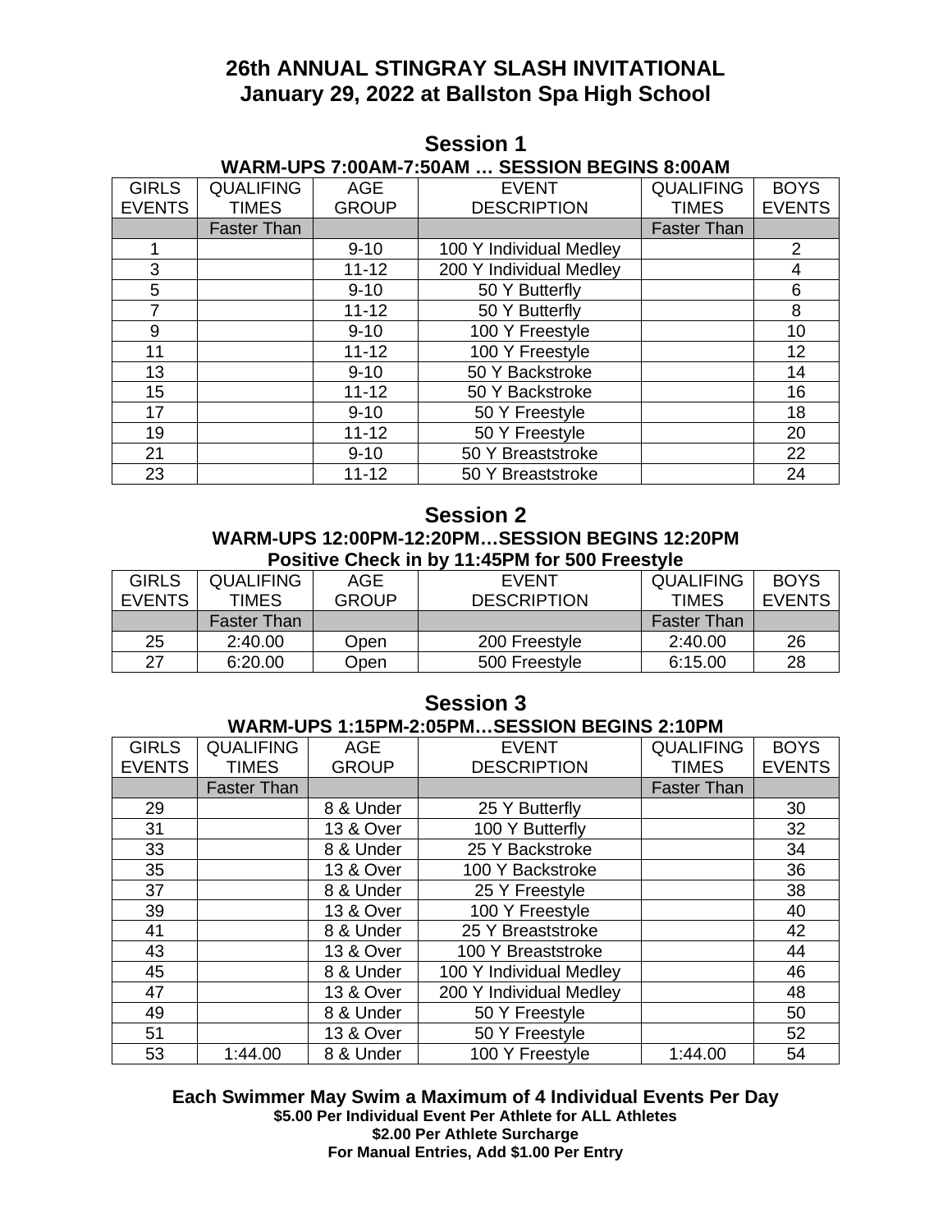# 26th ANNUAL STINGRAY SLASH INVITATIONAL
## January 29, 2022 at Ballston Spa High School

## Session 1

**WARM-UPS 7:00AM-7:50AM … SESSION BEGINS 8:00AM**

| GIRLS EVENTS | QUALIFING TIMES | AGE GROUP | EVENT DESCRIPTION | QUALIFING TIMES | BOYS EVENTS |
|---|---|---|---|---|---|
| | Faster Than | | | Faster Than | |
| 1 | | 9-10 | 100 Y Individual Medley | | 2 |
| 3 | | 11-12 | 200 Y Individual Medley | | 4 |
| 5 | | 9-10 | 50 Y Butterfly | | 6 |
| 7 | | 11-12 | 50 Y Butterfly | | 8 |
| 9 | | 9-10 | 100 Y Freestyle | | 10 |
| 11 | | 11-12 | 100 Y Freestyle | | 12 |
| 13 | | 9-10 | 50 Y Backstroke | | 14 |
| 15 | | 11-12 | 50 Y Backstroke | | 16 |
| 17 | | 9-10 | 50 Y Freestyle | | 18 |
| 19 | | 11-12 | 50 Y Freestyle | | 20 |
| 21 | | 9-10 | 50 Y Breaststroke | | 22 |
| 23 | | 11-12 | 50 Y Breaststroke | | 24 |

## Session 2

**WARM-UPS 12:00PM-12:20PM…SESSION BEGINS 12:20PM**
**Positive Check in by 11:45PM for 500 Freestyle**

| GIRLS EVENTS | QUALIFING TIMES | AGE GROUP | EVENT DESCRIPTION | QUALIFING TIMES | BOYS EVENTS |
|---|---|---|---|---|---|
| | Faster Than | | | Faster Than | |
| 25 | 2:40.00 | Open | 200 Freestyle | 2:40.00 | 26 |
| 27 | 6:20.00 | Open | 500 Freestyle | 6:15.00 | 28 |

## Session 3

**WARM-UPS 1:15PM-2:05PM…SESSION BEGINS 2:10PM**

| GIRLS EVENTS | QUALIFING TIMES | AGE GROUP | EVENT DESCRIPTION | QUALIFING TIMES | BOYS EVENTS |
|---|---|---|---|---|---|
| | Faster Than | | | Faster Than | |
| 29 | | 8 & Under | 25 Y Butterfly | | 30 |
| 31 | | 13 & Over | 100 Y Butterfly | | 32 |
| 33 | | 8 & Under | 25 Y Backstroke | | 34 |
| 35 | | 13 & Over | 100 Y Backstroke | | 36 |
| 37 | | 8 & Under | 25 Y Freestyle | | 38 |
| 39 | | 13 & Over | 100 Y Freestyle | | 40 |
| 41 | | 8 & Under | 25 Y Breaststroke | | 42 |
| 43 | | 13 & Over | 100 Y Breaststroke | | 44 |
| 45 | | 8 & Under | 100 Y Individual Medley | | 46 |
| 47 | | 13 & Over | 200 Y Individual Medley | | 48 |
| 49 | | 8 & Under | 50 Y Freestyle | | 50 |
| 51 | | 13 & Over | 50 Y Freestyle | | 52 |
| 53 | 1:44.00 | 8 & Under | 100 Y Freestyle | 1:44.00 | 54 |

**Each Swimmer May Swim a Maximum of 4 Individual Events Per Day**
**$5.00 Per Individual Event Per Athlete for ALL Athletes**
**$2.00 Per Athlete Surcharge**
**For Manual Entries, Add $1.00 Per Entry**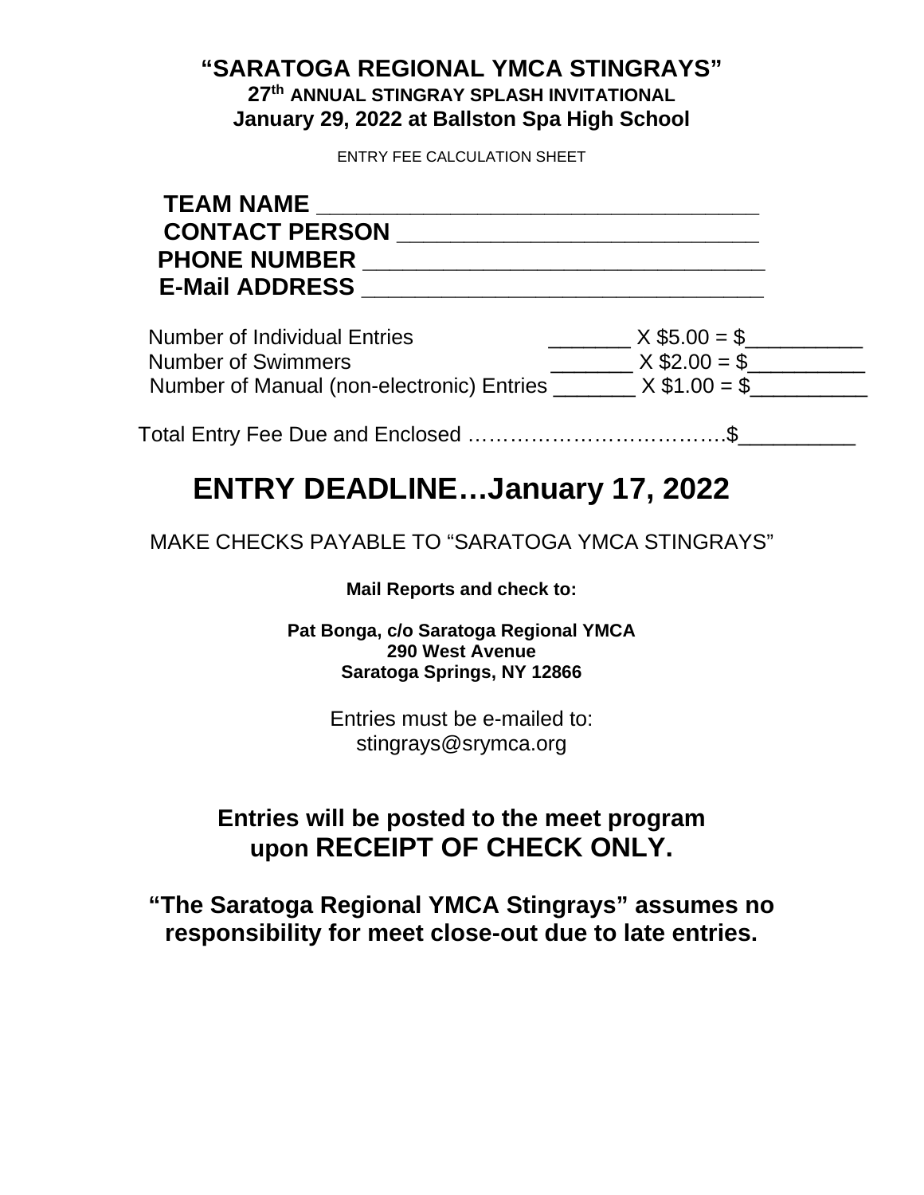## "SARATOGA REGIONAL YMCA STINGRAYS"

**27th ANNUAL STINGRAY SPLASH INVITATIONAL**

**January 29, 2022 at Ballston Spa High School**

ENTRY FEE CALCULATION SHEET

**TEAM NAME** ___________________________________

**CONTACT PERSON** ____________________________

**PHONE NUMBER** _______________________________

**E-Mail ADDRESS** ______________________________

| | | |
|---|---|---|
| Number of Individual Entries | _______ | X $5.00 = $__________ |
| Number of Swimmers | _______ | X $2.00 = $__________ |
| Number of Manual (non-electronic) Entries | _______ | X $1.00 = $__________ |

Total Entry Fee Due and Enclosed ……………………………….$__________

# ENTRY DEADLINE…January 17, 2022

MAKE CHECKS PAYABLE TO "SARATOGA YMCA STINGRAYS"

**Mail Reports and check to:**

**Pat Bonga, c/o Saratoga Regional YMCA**
**290 West Avenue**
**Saratoga Springs, NY 12866**

Entries must be e-mailed to:
stingrays@srymca.org

## Entries will be posted to the meet program upon RECEIPT OF CHECK ONLY.

## "The Saratoga Regional YMCA Stingrays" assumes no responsibility for meet close-out due to late entries.